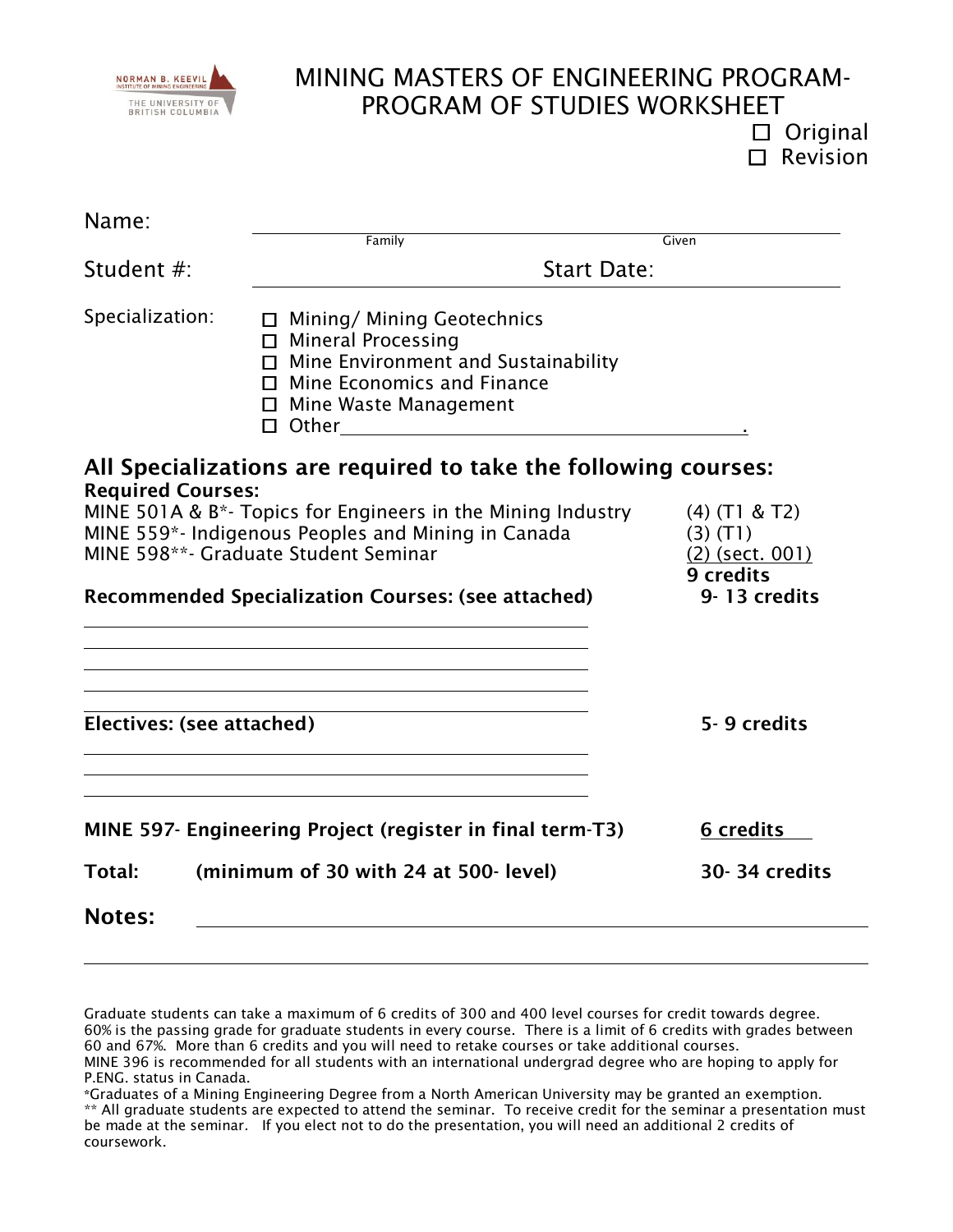NORMAN B. KEEVIL INSTITUTE OF MINING ENGINEERING
THE UNIVERSITY OF BRITISH COLUMBIA

# MINING MASTERS OF ENGINEERING PROGRAM- PROGRAM OF STUDIES WORKSHEET

☐ Original
☐ Revision

Name: ______________________________ ______________________________
Family Given

Student #: ____________________ Start Date: ____________________

Specialization:
- ☐ Mining/ Mining Geotechnics
- ☐ Mineral Processing
- ☐ Mine Environment and Sustainability
- ☐ Mine Economics and Finance
- ☐ Mine Waste Management
- ☐ Other ______________________________.

## All Specializations are required to take the following courses:

**Required Courses:**

| | |
|---|---|
| MINE 501A & B*- Topics for Engineers in the Mining Industry | (4) (T1 & T2) |
| MINE 559*- Indigenous Peoples and Mining in Canada | (3) (T1) |
| MINE 598**- Graduate Student Seminar | (2) (sect. 001) |
| | **9 credits** |
| **Recommended Specialization Courses: (see attached)** | **9- 13 credits** |

______________________________
______________________________
______________________________
______________________________
______________________________

| | |
|---|---|
| **Electives: (see attached)** | **5- 9 credits** |

______________________________
______________________________
______________________________

| | |
|---|---|
| **MINE 597- Engineering Project (register in final term-T3)** | **6 credits** |
| **Total: (minimum of 30 with 24 at 500- level)** | **30- 34 credits** |

**Notes:** ______________________________

______________________________

Graduate students can take a maximum of 6 credits of 300 and 400 level courses for credit towards degree.
60% is the passing grade for graduate students in every course. There is a limit of 6 credits with grades between 60 and 67%. More than 6 credits and you will need to retake courses or take additional courses.
MINE 396 is recommended for all students with an international undergrad degree who are hoping to apply for P.ENG. status in Canada.
*Graduates of a Mining Engineering Degree from a North American University may be granted an exemption.
** All graduate students are expected to attend the seminar. To receive credit for the seminar a presentation must be made at the seminar. If you elect not to do the presentation, you will need an additional 2 credits of coursework.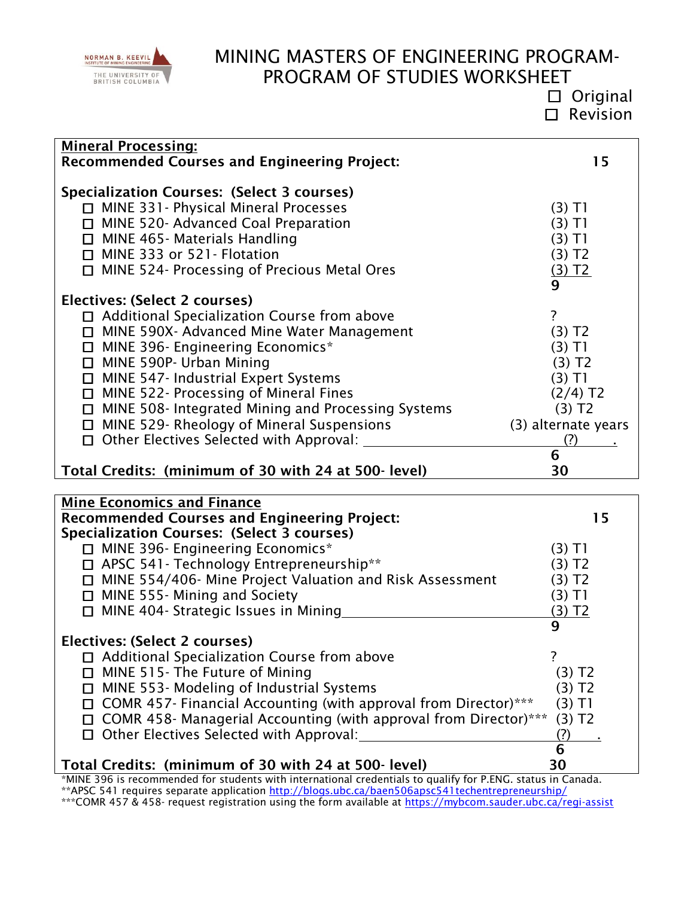NORMAN B. KEEVIL INSTITUTE OF MINING ENGINEERING
THE UNIVERSITY OF BRITISH COLUMBIA

# MINING MASTERS OF ENGINEERING PROGRAM- PROGRAM OF STUDIES WORKSHEET

☐ Original
☐ Revision

## Mineral Processing:

**Recommended Courses and Engineering Project:** **15**

**Specialization Courses: (Select 3 courses)**

| Course | Credits |
|---|---|
| ☐ MINE 331- Physical Mineral Processes | (3) T1 |
| ☐ MINE 520- Advanced Coal Preparation | (3) T1 |
| ☐ MINE 465- Materials Handling | (3) T1 |
| ☐ MINE 333 or 521- Flotation | (3) T2 |
| ☐ MINE 524- Processing of Precious Metal Ores | (3) T2 |
| | **9** |

**Electives: (Select 2 courses)**

| Course | Credits |
|---|---|
| ☐ Additional Specialization Course from above | ? |
| ☐ MINE 590X- Advanced Mine Water Management | (3) T2 |
| ☐ MINE 396- Engineering Economics* | (3) T1 |
| ☐ MINE 590P- Urban Mining | (3) T2 |
| ☐ MINE 547- Industrial Expert Systems | (3) T1 |
| ☐ MINE 522- Processing of Mineral Fines | (2/4) T2 |
| ☐ MINE 508- Integrated Mining and Processing Systems | (3) T2 |
| ☐ MINE 529- Rheology of Mineral Suspensions | (3) alternate years |
| ☐ Other Electives Selected with Approval: ______________ | (?) |
| | **6** |

**Total Credits: (minimum of 30 with 24 at 500- level)** **30**

## Mine Economics and Finance

**Recommended Courses and Engineering Project:** **15**

**Specialization Courses: (Select 3 courses)**

| Course | Credits |
|---|---|
| ☐ MINE 396- Engineering Economics* | (3) T1 |
| ☐ APSC 541- Technology Entrepreneurship** | (3) T2 |
| ☐ MINE 554/406- Mine Project Valuation and Risk Assessment | (3) T2 |
| ☐ MINE 555- Mining and Society | (3) T1 |
| ☐ MINE 404- Strategic Issues in Mining | (3) T2 |
| | **9** |

**Electives: (Select 2 courses)**

| Course | Credits |
|---|---|
| ☐ Additional Specialization Course from above | ? |
| ☐ MINE 515- The Future of Mining | (3) T2 |
| ☐ MINE 553- Modeling of Industrial Systems | (3) T2 |
| ☐ COMR 457- Financial Accounting (with approval from Director)*** | (3) T1 |
| ☐ COMR 458- Managerial Accounting (with approval from Director)*** | (3) T2 |
| ☐ Other Electives Selected with Approval: ______________ | (?) |
| | **6** |

**Total Credits: (minimum of 30 with 24 at 500- level)** **30**

*MINE 396 is recommended for students with international credentials to qualify for P.ENG. status in Canada.
**APSC 541 requires separate application http://blogs.ubc.ca/baen506apsc541techentrepreneurship/
***COMR 457 & 458- request registration using the form available at https://mybcom.sauder.ubc.ca/regi-assist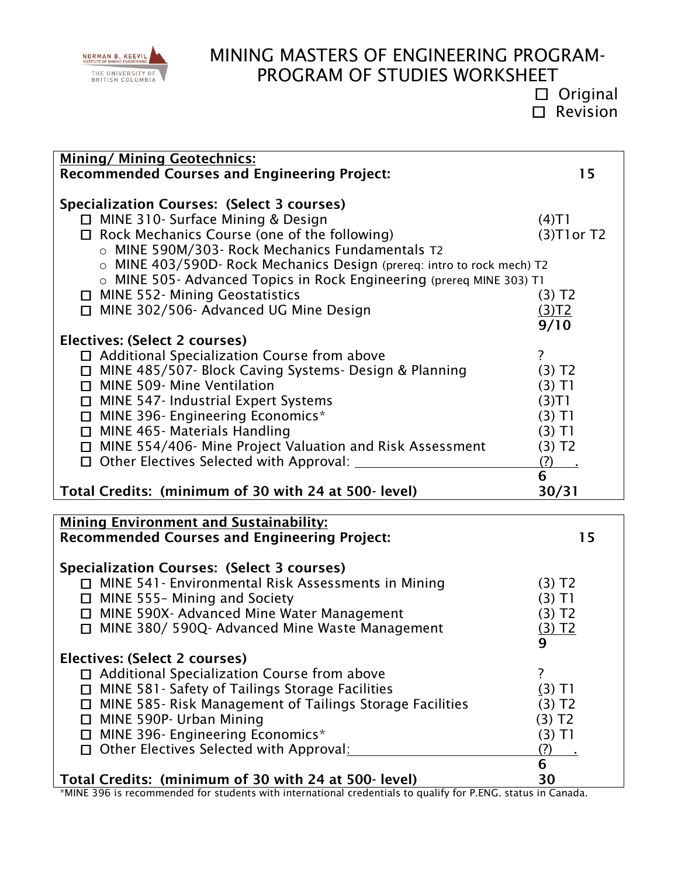NORMAN B. KEEVIL INSTITUTE OF MINING ENGINEERING
THE UNIVERSITY OF BRITISH COLUMBIA

# MINING MASTERS OF ENGINEERING PROGRAM- PROGRAM OF STUDIES WORKSHEET

☐ Original
☐ Revision

## Mining/ Mining Geotechnics:

**Recommended Courses and Engineering Project:** **15**

**Specialization Courses: (Select 3 courses)**

- ☐ MINE 310- Surface Mining & Design — (4)T1
- ☐ Rock Mechanics Course (one of the following) — (3)T1or T2
  - MINE 590M/303- Rock Mechanics Fundamentals T2
  - MINE 403/590D- Rock Mechanics Design (prereq: intro to rock mech) T2
  - MINE 505- Advanced Topics in Rock Engineering (prereq MINE 303) T1
- ☐ MINE 552- Mining Geostatistics — (3) T2
- ☐ MINE 302/506- Advanced UG Mine Design — (3)T2

**9/10**

**Electives: (Select 2 courses)**

- ☐ Additional Specialization Course from above — ?
- ☐ MINE 485/507- Block Caving Systems- Design & Planning — (3) T2
- ☐ MINE 509- Mine Ventilation — (3) T1
- ☐ MINE 547- Industrial Expert Systems — (3)T1
- ☐ MINE 396- Engineering Economics* — (3) T1
- ☐ MINE 465- Materials Handling — (3) T1
- ☐ MINE 554/406- Mine Project Valuation and Risk Assessment — (3) T2
- ☐ Other Electives Selected with Approval: ________________ — (?)

**6**

**Total Credits: (minimum of 30 with 24 at 500- level)** **30/31**

## Mining Environment and Sustainability:

**Recommended Courses and Engineering Project:** **15**

**Specialization Courses: (Select 3 courses)**

- ☐ MINE 541- Environmental Risk Assessments in Mining — (3) T2
- ☐ MINE 555– Mining and Society — (3) T1
- ☐ MINE 590X- Advanced Mine Water Management — (3) T2
- ☐ MINE 380/ 590Q- Advanced Mine Waste Management — (3) T2

**9**

**Electives: (Select 2 courses)**

- ☐ Additional Specialization Course from above — ?
- ☐ MINE 581- Safety of Tailings Storage Facilities — (3) T1
- ☐ MINE 585- Risk Management of Tailings Storage Facilities — (3) T2
- ☐ MINE 590P- Urban Mining — (3) T2
- ☐ MINE 396- Engineering Economics* — (3) T1
- ☐ Other Electives Selected with Approval: ________________ — (?)

**6**

**Total Credits: (minimum of 30 with 24 at 500- level)** **30**

*MINE 396 is recommended for students with international credentials to qualify for P.ENG. status in Canada.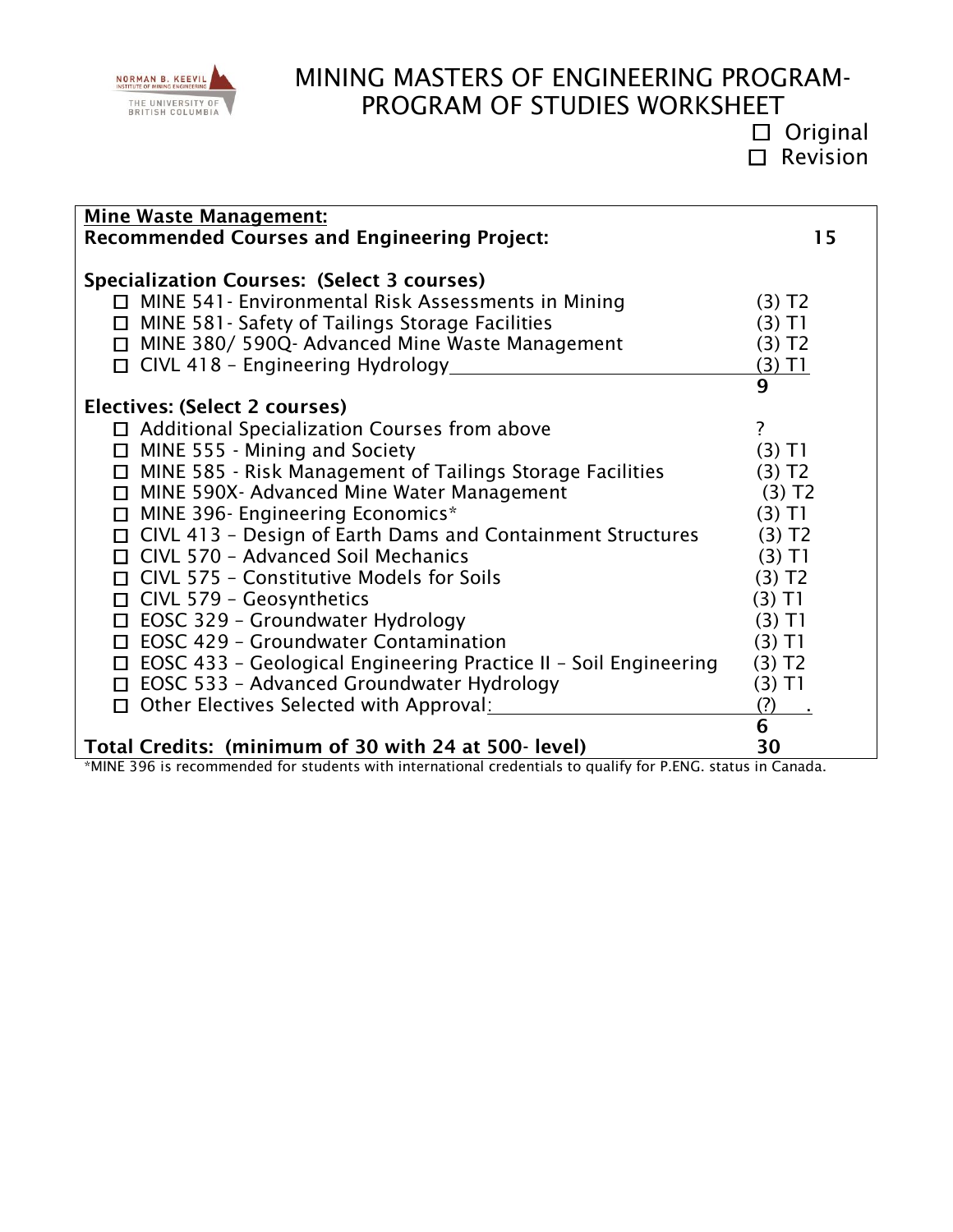NORMAN B. KEEVIL INSTITUTE OF MINING ENGINEERING
THE UNIVERSITY OF BRITISH COLUMBIA

# MINING MASTERS OF ENGINEERING PROGRAM-PROGRAM OF STUDIES WORKSHEET

☐ Original
☐ Revision

| | |
|---|---|
| **Mine Waste Management:** | |
| **Recommended Courses and Engineering Project:** | **15** |
| **Specialization Courses: (Select 3 courses)** | |
| ☐ MINE 541- Environmental Risk Assessments in Mining | (3) T2 |
| ☐ MINE 581- Safety of Tailings Storage Facilities | (3) T1 |
| ☐ MINE 380/ 590Q- Advanced Mine Waste Management | (3) T2 |
| ☐ CIVL 418 – Engineering Hydrology | (3) T1 |
| | **9** |
| **Electives: (Select 2 courses)** | |
| ☐ Additional Specialization Courses from above | ? |
| ☐ MINE 555 - Mining and Society | (3) T1 |
| ☐ MINE 585 - Risk Management of Tailings Storage Facilities | (3) T2 |
| ☐ MINE 590X- Advanced Mine Water Management | (3) T2 |
| ☐ MINE 396- Engineering Economics* | (3) T1 |
| ☐ CIVL 413 – Design of Earth Dams and Containment Structures | (3) T2 |
| ☐ CIVL 570 – Advanced Soil Mechanics | (3) T1 |
| ☐ CIVL 575 – Constitutive Models for Soils | (3) T2 |
| ☐ CIVL 579 – Geosynthetics | (3) T1 |
| ☐ EOSC 329 – Groundwater Hydrology | (3) T1 |
| ☐ EOSC 429 – Groundwater Contamination | (3) T1 |
| ☐ EOSC 433 – Geological Engineering Practice II – Soil Engineering | (3) T2 |
| ☐ EOSC 533 – Advanced Groundwater Hydrology | (3) T1 |
| ☐ Other Electives Selected with Approval: | (?) |
| | **6** |
| **Total Credits: (minimum of 30 with 24 at 500- level)** | **30** |

*MINE 396 is recommended for students with international credentials to qualify for P.ENG. status in Canada.